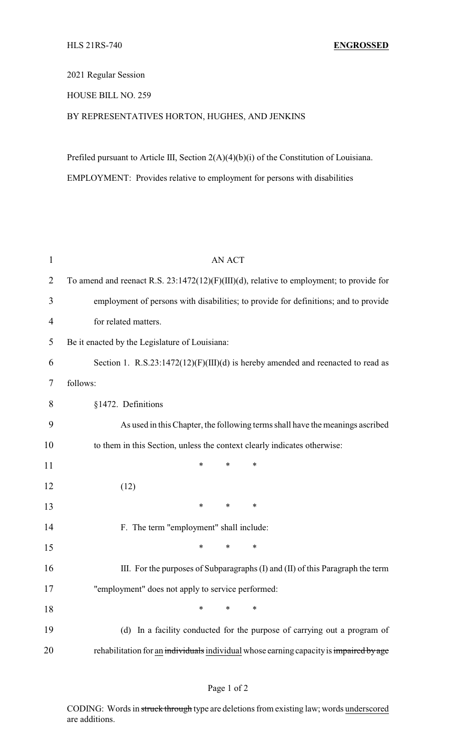HLS 21RS-740 **ENGROSSED**

2021 Regular Session

HOUSE BILL NO. 259

BY REPRESENTATIVES HORTON, HUGHES, AND JENKINS

Prefiled pursuant to Article III, Section 2(A)(4)(b)(i) of the Constitution of Louisiana.

EMPLOYMENT: Provides relative to employment for persons with disabilities

AN ACT

To amend and reenact R.S. 23:1472(12)(F)(III)(d), relative to employment; to provide for employment of persons with disabilities; to provide for definitions; and to provide for related matters.

Be it enacted by the Legislature of Louisiana:

Section 1. R.S.23:1472(12)(F)(III)(d) is hereby amended and reenacted to read as follows:

§1472. Definitions

As used in this Chapter, the following terms shall have the meanings ascribed to them in this Section, unless the context clearly indicates otherwise:

\* \* \*

(12)

\* \* \*

F. The term "employment" shall include:

\* \* \*

III. For the purposes of Subparagraphs (I) and (II) of this Paragraph the term "employment" does not apply to service performed:

\* \* \*

(d) In a facility conducted for the purpose of carrying out a program of rehabilitation for <u>an</u> ~~individuals~~ <u>individual</u> whose earning capacity is ~~impaired by age~~

CODING: Words in ~~struck through~~ type are deletions from existing law; words <u>underscored</u> are additions.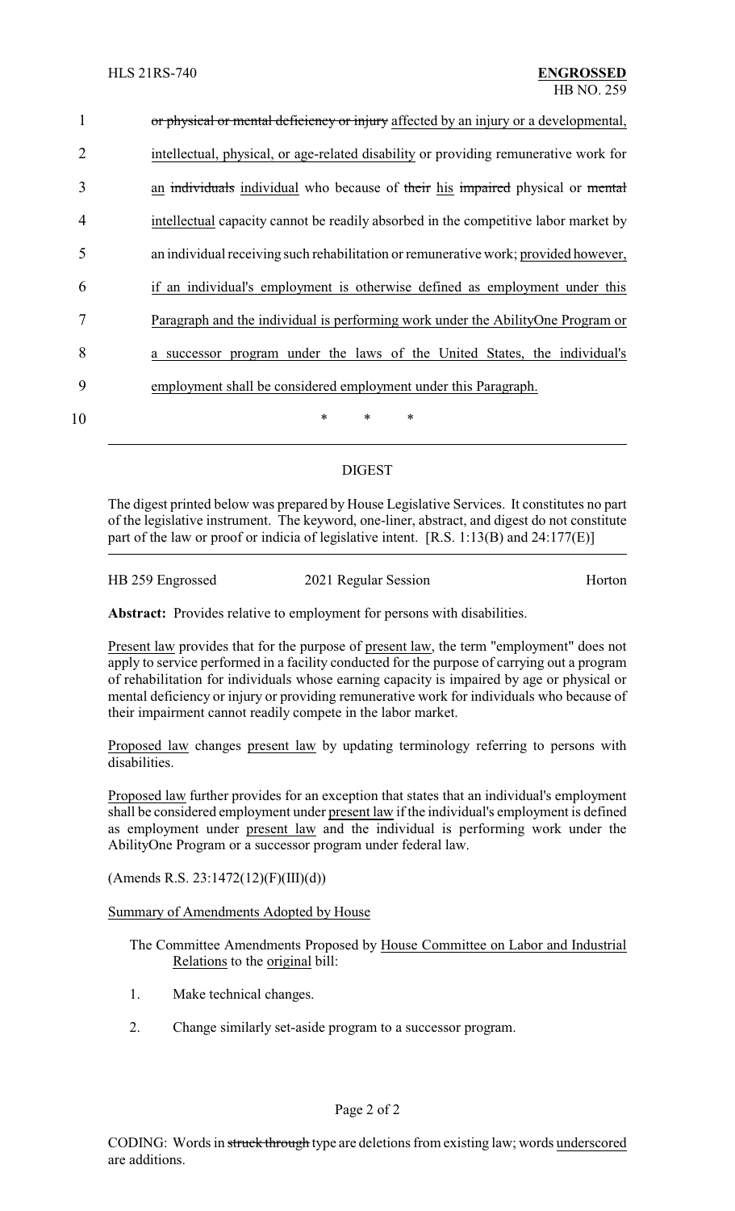1 ~~or physical or mental deficiency or injury~~ affected by an injury or a developmental,
2 intellectual, physical, or age-related disability or providing remunerative work for
3 an ~~individuals~~ individual who because of ~~their~~ his ~~impaired~~ physical or ~~mental~~
4 intellectual capacity cannot be readily absorbed in the competitive labor market by
5 an individual receiving such rehabilitation or remunerative work; provided however,
6 if an individual's employment is otherwise defined as employment under this
7 Paragraph and the individual is performing work under the AbilityOne Program or
8 a successor program under the laws of the United States, the individual's
9 employment shall be considered employment under this Paragraph.
10 * * *

## DIGEST

The digest printed below was prepared by House Legislative Services. It constitutes no part of the legislative instrument. The keyword, one-liner, abstract, and digest do not constitute part of the law or proof or indicia of legislative intent. [R.S. 1:13(B) and 24:177(E)]

HB 259 Engrossed | 2021 Regular Session | Horton

**Abstract:** Provides relative to employment for persons with disabilities.

Present law provides that for the purpose of present law, the term "employment" does not apply to service performed in a facility conducted for the purpose of carrying out a program of rehabilitation for individuals whose earning capacity is impaired by age or physical or mental deficiency or injury or providing remunerative work for individuals who because of their impairment cannot readily compete in the labor market.

Proposed law changes present law by updating terminology referring to persons with disabilities.

Proposed law further provides for an exception that states that an individual's employment shall be considered employment under present law if the individual's employment is defined as employment under present law and the individual is performing work under the AbilityOne Program or a successor program under federal law.

(Amends R.S. 23:1472(12)(F)(III)(d))

Summary of Amendments Adopted by House

The Committee Amendments Proposed by House Committee on Labor and Industrial Relations to the original bill:

1. Make technical changes.
2. Change similarly set-aside program to a successor program.

CODING: Words in ~~struck through~~ type are deletions from existing law; words underscored are additions.